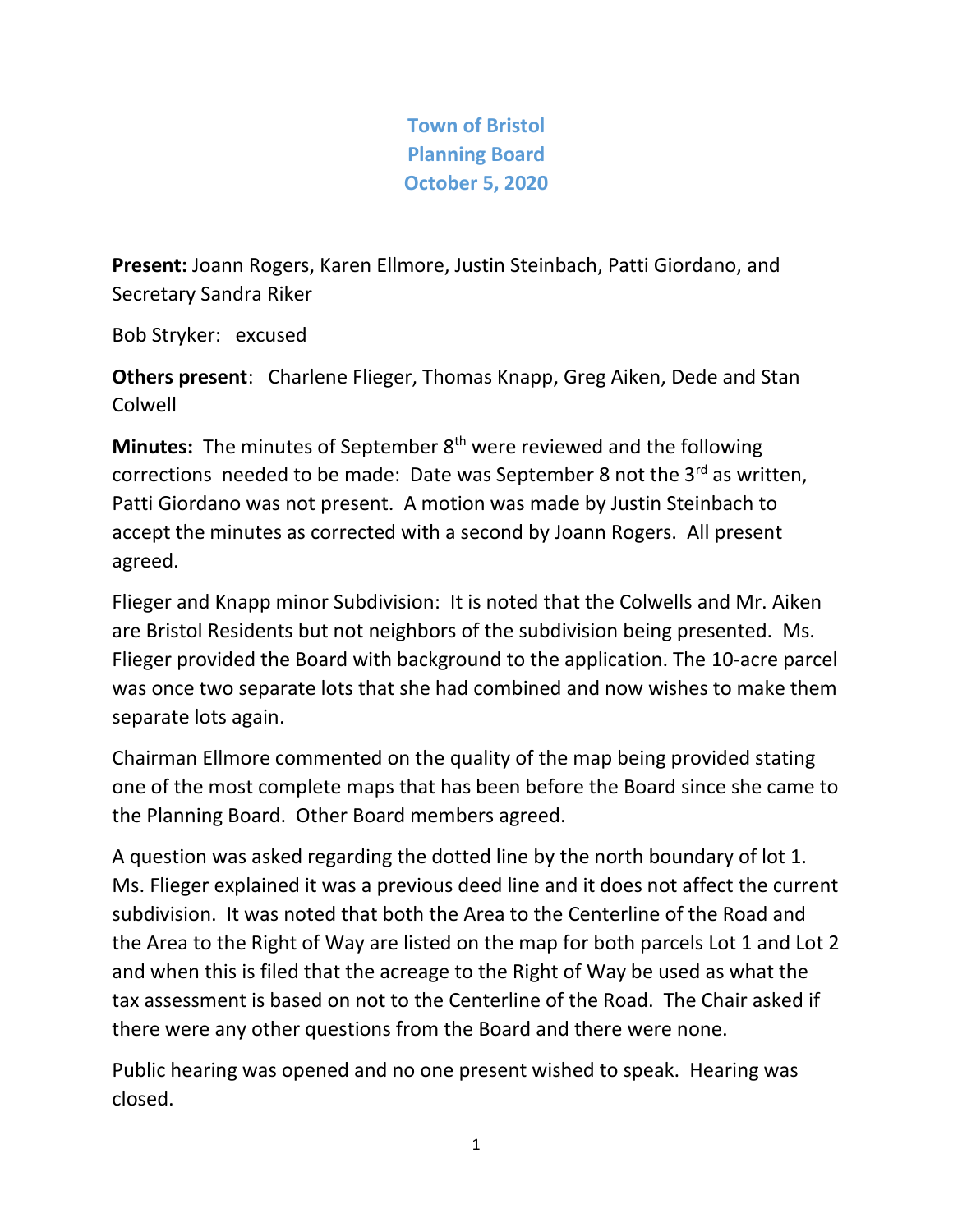# Town of Bristol
## Planning Board
## October 5, 2020

**Present:** Joann Rogers, Karen Ellmore, Justin Steinbach, Patti Giordano, and Secretary Sandra Riker

Bob Stryker: excused

**Others present**: Charlene Flieger, Thomas Knapp, Greg Aiken, Dede and Stan Colwell

**Minutes:** The minutes of September 8th were reviewed and the following corrections needed to be made: Date was September 8 not the 3rd as written, Patti Giordano was not present. A motion was made by Justin Steinbach to accept the minutes as corrected with a second by Joann Rogers. All present agreed.

Flieger and Knapp minor Subdivision: It is noted that the Colwells and Mr. Aiken are Bristol Residents but not neighbors of the subdivision being presented. Ms. Flieger provided the Board with background to the application. The 10-acre parcel was once two separate lots that she had combined and now wishes to make them separate lots again.

Chairman Ellmore commented on the quality of the map being provided stating one of the most complete maps that has been before the Board since she came to the Planning Board. Other Board members agreed.

A question was asked regarding the dotted line by the north boundary of lot 1. Ms. Flieger explained it was a previous deed line and it does not affect the current subdivision. It was noted that both the Area to the Centerline of the Road and the Area to the Right of Way are listed on the map for both parcels Lot 1 and Lot 2 and when this is filed that the acreage to the Right of Way be used as what the tax assessment is based on not to the Centerline of the Road. The Chair asked if there were any other questions from the Board and there were none.

Public hearing was opened and no one present wished to speak. Hearing was closed.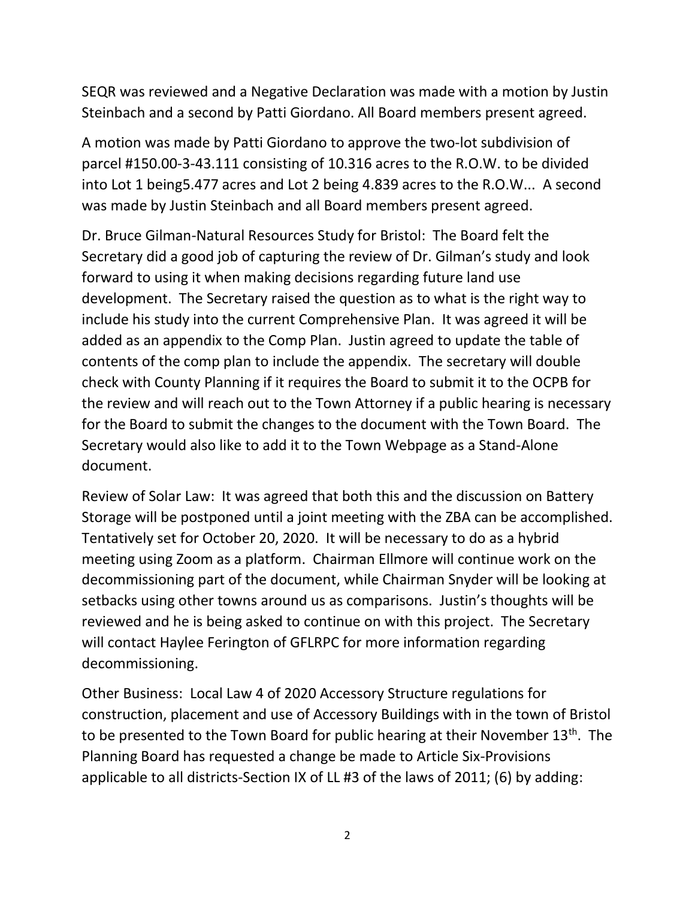SEQR was reviewed and a Negative Declaration was made with a motion by Justin Steinbach and a second by Patti Giordano. All Board members present agreed.

A motion was made by Patti Giordano to approve the two-lot subdivision of parcel #150.00-3-43.111 consisting of 10.316 acres to the R.O.W. to be divided into Lot 1 being5.477 acres and Lot 2 being 4.839 acres to the R.O.W... A second was made by Justin Steinbach and all Board members present agreed.

Dr. Bruce Gilman-Natural Resources Study for Bristol: The Board felt the Secretary did a good job of capturing the review of Dr. Gilman's study and look forward to using it when making decisions regarding future land use development. The Secretary raised the question as to what is the right way to include his study into the current Comprehensive Plan. It was agreed it will be added as an appendix to the Comp Plan. Justin agreed to update the table of contents of the comp plan to include the appendix. The secretary will double check with County Planning if it requires the Board to submit it to the OCPB for the review and will reach out to the Town Attorney if a public hearing is necessary for the Board to submit the changes to the document with the Town Board. The Secretary would also like to add it to the Town Webpage as a Stand-Alone document.

Review of Solar Law: It was agreed that both this and the discussion on Battery Storage will be postponed until a joint meeting with the ZBA can be accomplished. Tentatively set for October 20, 2020. It will be necessary to do as a hybrid meeting using Zoom as a platform. Chairman Ellmore will continue work on the decommissioning part of the document, while Chairman Snyder will be looking at setbacks using other towns around us as comparisons. Justin's thoughts will be reviewed and he is being asked to continue on with this project. The Secretary will contact Haylee Ferington of GFLRPC for more information regarding decommissioning.

Other Business: Local Law 4 of 2020 Accessory Structure regulations for construction, placement and use of Accessory Buildings with in the town of Bristol to be presented to the Town Board for public hearing at their November 13th. The Planning Board has requested a change be made to Article Six-Provisions applicable to all districts-Section IX of LL #3 of the laws of 2011; (6) by adding: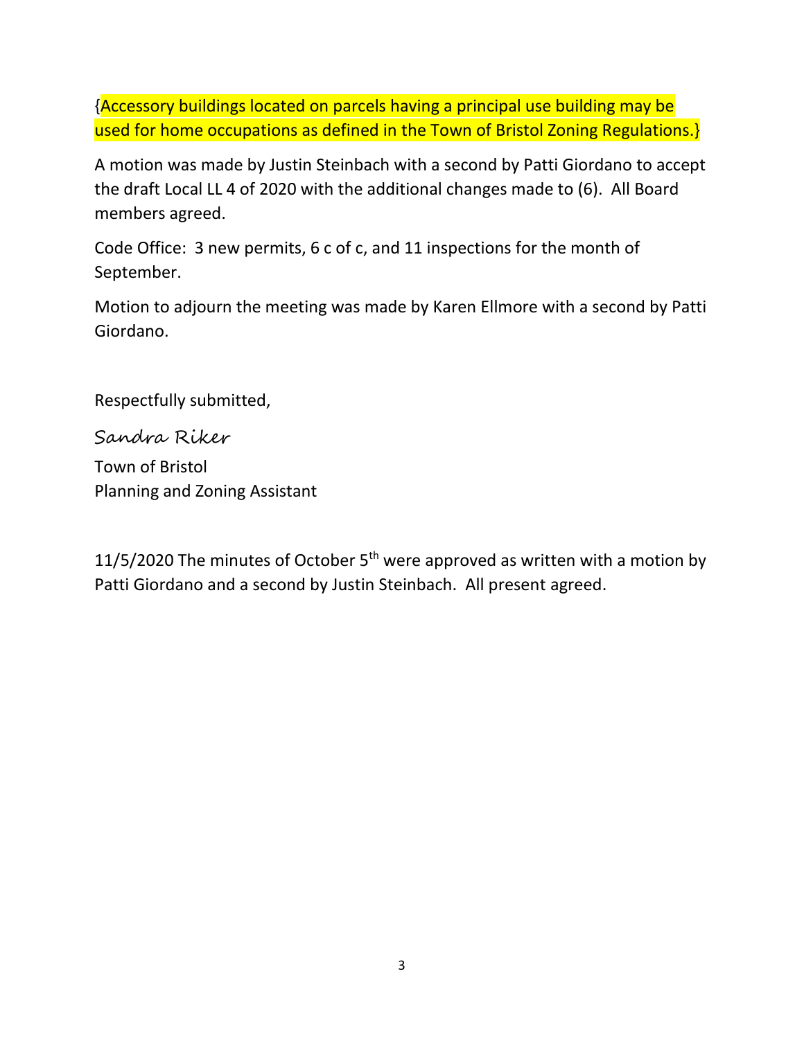{Accessory buildings located on parcels having a principal use building may be used for home occupations as defined in the Town of Bristol Zoning Regulations.}

A motion was made by Justin Steinbach with a second by Patti Giordano to accept the draft Local LL 4 of 2020 with the additional changes made to (6). All Board members agreed.

Code Office: 3 new permits, 6 c of c, and 11 inspections for the month of September.

Motion to adjourn the meeting was made by Karen Ellmore with a second by Patti Giordano.

Respectfully submitted,

Sandra Riker

Town of Bristol
Planning and Zoning Assistant

11/5/2020 The minutes of October 5th were approved as written with a motion by Patti Giordano and a second by Justin Steinbach. All present agreed.